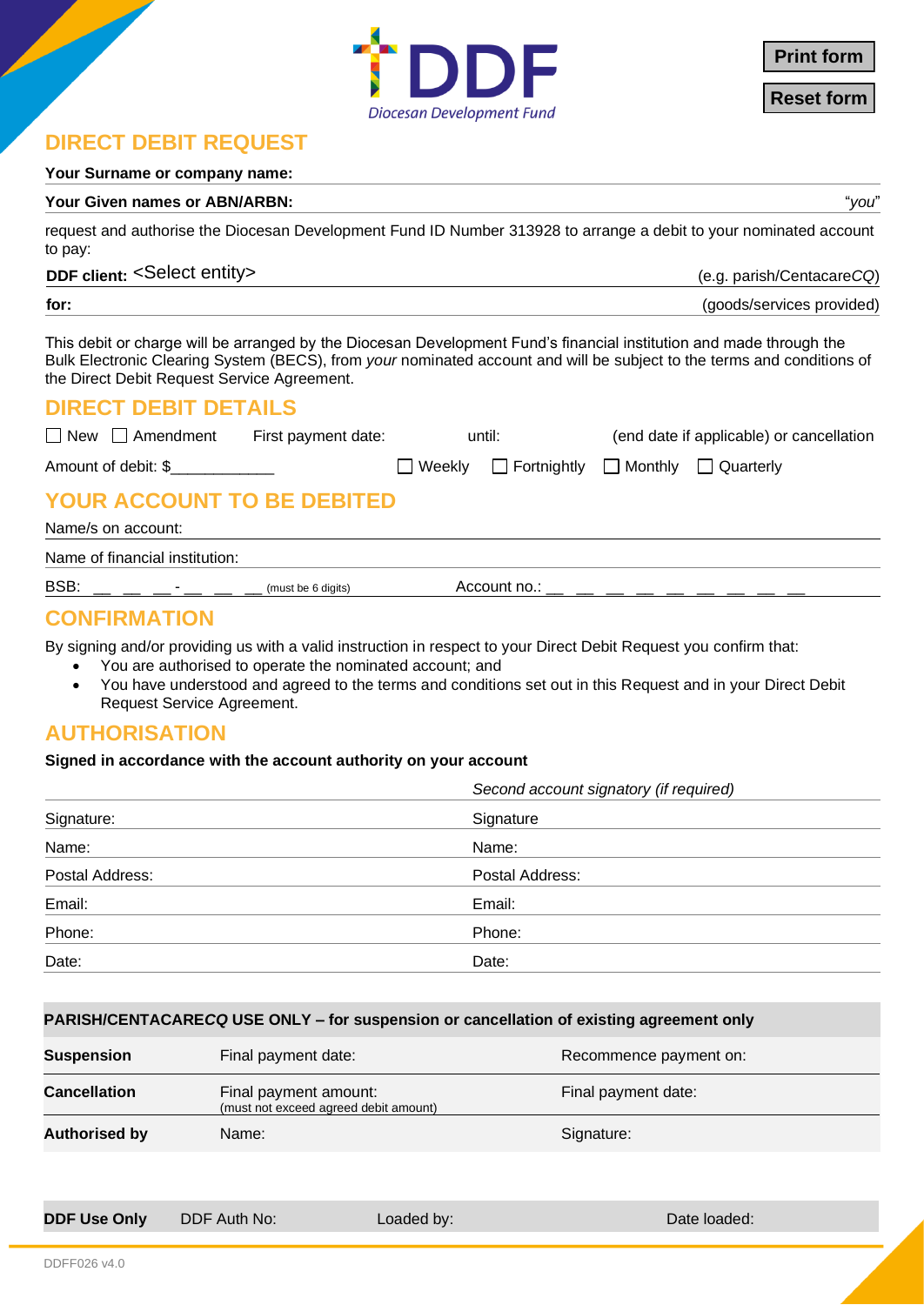DDF
Diocesan Development Fund

Print form

Reset form

## DIRECT DEBIT REQUEST

**Your Surname or company name:**

**Your Given names or ABN/ARBN:** "*you*"

request and authorise the Diocesan Development Fund ID Number 313928 to arrange a debit to your nominated account to pay:

**DDF client:** <Select entity> (e.g. parish/Centacare*CQ*)

**for:** (goods/services provided)

This debit or charge will be arranged by the Diocesan Development Fund's financial institution and made through the Bulk Electronic Clearing System (BECS), from *your* nominated account and will be subject to the terms and conditions of the Direct Debit Request Service Agreement.

## DIRECT DEBIT DETAILS

☐ New ☐ Amendment First payment date: until: (end date if applicable) or cancellation

Amount of debit: $____________ ☐ Weekly ☐ Fortnightly ☐ Monthly ☐ Quarterly

## YOUR ACCOUNT TO BE DEBITED

Name/s on account:

Name of financial institution:

BSB: __ __ __ - __ __ __ (must be 6 digits) Account no.: __ __ __ __ __ __ __ __ __ __

## CONFIRMATION

By signing and/or providing us with a valid instruction in respect to your Direct Debit Request you confirm that:

- You are authorised to operate the nominated account; and
- You have understood and agreed to the terms and conditions set out in this Request and in your Direct Debit Request Service Agreement.

## AUTHORISATION

**Signed in accordance with the account authority on your account**

| | *Second account signatory (if required)* |
|---|---|
| Signature: | Signature |
| Name: | Name: |
| Postal Address: | Postal Address: |
| Email: | Email: |
| Phone: | Phone: |
| Date: | Date: |

| **PARISH/CENTACARE*CQ* USE ONLY – for suspension or cancellation of existing agreement only** | | |
|---|---|---|
| **Suspension** | Final payment date: | Recommence payment on: |
| **Cancellation** | Final payment amount: (must not exceed agreed debit amount) | Final payment date: |
| **Authorised by** | Name: | Signature: |

| **DDF Use Only** | DDF Auth No: | Loaded by: | Date loaded: |
|---|---|---|---|

DDFF026 v4.0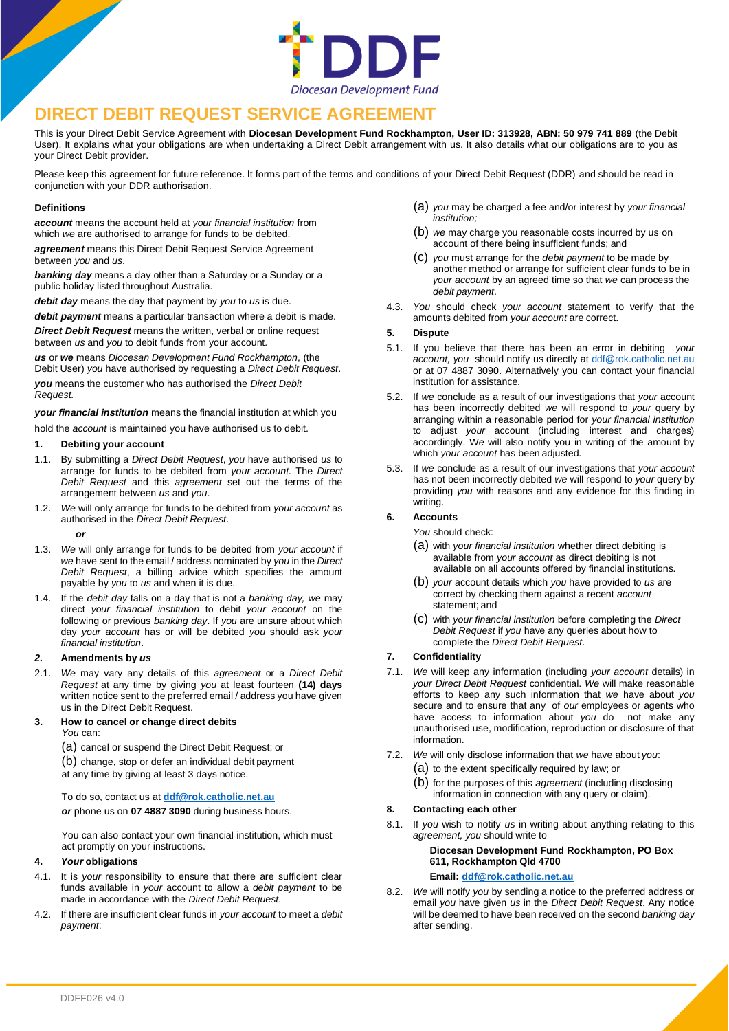# DIRECT DEBIT REQUEST SERVICE AGREEMENT

This is your Direct Debit Service Agreement with **Diocesan Development Fund Rockhampton, User ID: 313928, ABN: 50 979 741 889** (the Debit User). It explains what your obligations are when undertaking a Direct Debit arrangement with us. It also details what our obligations are to you as your Direct Debit provider.

Please keep this agreement for future reference. It forms part of the terms and conditions of your Direct Debit Request (DDR) and should be read in conjunction with your DDR authorisation.

**Definitions**

***account*** means the account held at *your financial institution* from which *we* are authorised to arrange for funds to be debited.

***agreement*** means this Direct Debit Request Service Agreement between *you* and *us*.

***banking day*** means a day other than a Saturday or a Sunday or a public holiday listed throughout Australia.

***debit day*** means the day that payment by *you* to *us* is due.

***debit payment*** means a particular transaction where a debit is made.

***Direct Debit Request*** means the written, verbal or online request between *us* and *you* to debit funds from your account.

***us*** or ***we*** means *Diocesan Development Fund Rockhampton,* (the Debit User) *you* have authorised by requesting a *Direct Debit Request*.

***you*** means the customer who has authorised the *Direct Debit Request.*

***your financial institution*** means the financial institution at which you hold the *account* is maintained you have authorised us to debit.

**1. Debiting your account**

1.1. By submitting a *Direct Debit Request*, *you* have authorised *us* to arrange for funds to be debited from *your account.* The *Direct Debit Request* and this *agreement* set out the terms of the arrangement between *us* and *you*.

1.2. *We* will only arrange for funds to be debited from *your account* as authorised in the *Direct Debit Request*.

***or***

1.3. *We* will only arrange for funds to be debited from *your account* if *we* have sent to the email / address nominated by *you* in the *Direct Debit Request*, a billing advice which specifies the amount payable by *you* to *us* and when it is due.

1.4. If the *debit day* falls on a day that is not a *banking day, we* may direct *your financial institution* to debit *your account* on the following or previous *banking day*. If *you* are unsure about which day *your account* has or will be debited *you* should ask *your financial institution*.

***2.* Amendments by *us***

2.1. *We* may vary any details of this *agreement* or a *Direct Debit Request* at any time by giving *you* at least fourteen **(14) days** written notice sent to the preferred email / address you have given us in the Direct Debit Request.

**3. How to cancel or change direct debits**

*You* can:

(a) cancel or suspend the Direct Debit Request; or

(b) change, stop or defer an individual debit payment at any time by giving at least 3 days notice.

To do so, contact us at **ddf@rok.catholic.net.au**

***or*** phone us on **07 4887 3090** during business hours.

You can also contact your own financial institution, which must act promptly on your instructions.

**4. *Your* obligations**

4.1. It is *your* responsibility to ensure that there are sufficient clear funds available in *your* account to allow a *debit payment* to be made in accordance with the *Direct Debit Request*.

4.2. If there are insufficient clear funds in *your account* to meet a *debit payment*:

(a) *you* may be charged a fee and/or interest by *your financial institution;*

(b) *we* may charge you reasonable costs incurred by us on account of there being insufficient funds; and

(c) *you* must arrange for the *debit payment* to be made by another method or arrange for sufficient clear funds to be in *your account* by an agreed time so that *we* can process the *debit payment*.

4.3. *You* should check *your account* statement to verify that the amounts debited from *your account* are correct.

**5. Dispute**

5.1. If you believe that there has been an error in debiting *your account, you* should notify us directly at ddf@rok.catholic.net.au or at 07 4887 3090. Alternatively you can contact your financial institution for assistance.

5.2. If *we* conclude as a result of our investigations that *your* account has been incorrectly debited *we* will respond to *your* query by arranging within a reasonable period for *your financial institution* to adjust *your* account (including interest and charges) accordingly. We will also notify you in writing of the amount by which *your account* has been adjusted.

5.3. If *we* conclude as a result of our investigations that *your account* has not been incorrectly debited *we* will respond to *your* query by providing *you* with reasons and any evidence for this finding in writing.

**6. Accounts**

*You* should check:

(a) with *your financial institution* whether direct debiting is available from *your account* as direct debiting is not available on all accounts offered by financial institutions.

(b) *your* account details which *you* have provided to *us* are correct by checking them against a recent *account* statement; and

(c) with *your financial institution* before completing the *Direct Debit Request* if *you* have any queries about how to complete the *Direct Debit Request*.

**7. Confidentiality**

7.1. *We* will keep any information (including *your account* details) in *your Direct Debit Request* confidential. *We* will make reasonable efforts to keep any such information that *we* have about *you* secure and to ensure that any of *our* employees or agents who have access to information about *you* do not make any unauthorised use, modification, reproduction or disclosure of that information.

7.2. *We* will only disclose information that *we* have about *you*:

(a) to the extent specifically required by law; or

(b) for the purposes of this *agreement* (including disclosing information in connection with any query or claim).

**8. Contacting each other**

8.1. If *you* wish to notify *us* in writing about anything relating to this *agreement, you* should write to

**Diocesan Development Fund Rockhampton, PO Box 611, Rockhampton Qld 4700**

**Email: ddf@rok.catholic.net.au**

8.2. *We* will notify *you* by sending a notice to the preferred address or email *you* have given *us* in the *Direct Debit Request*. Any notice will be deemed to have been received on the second *banking day* after sending.

DDFF026 v4.0